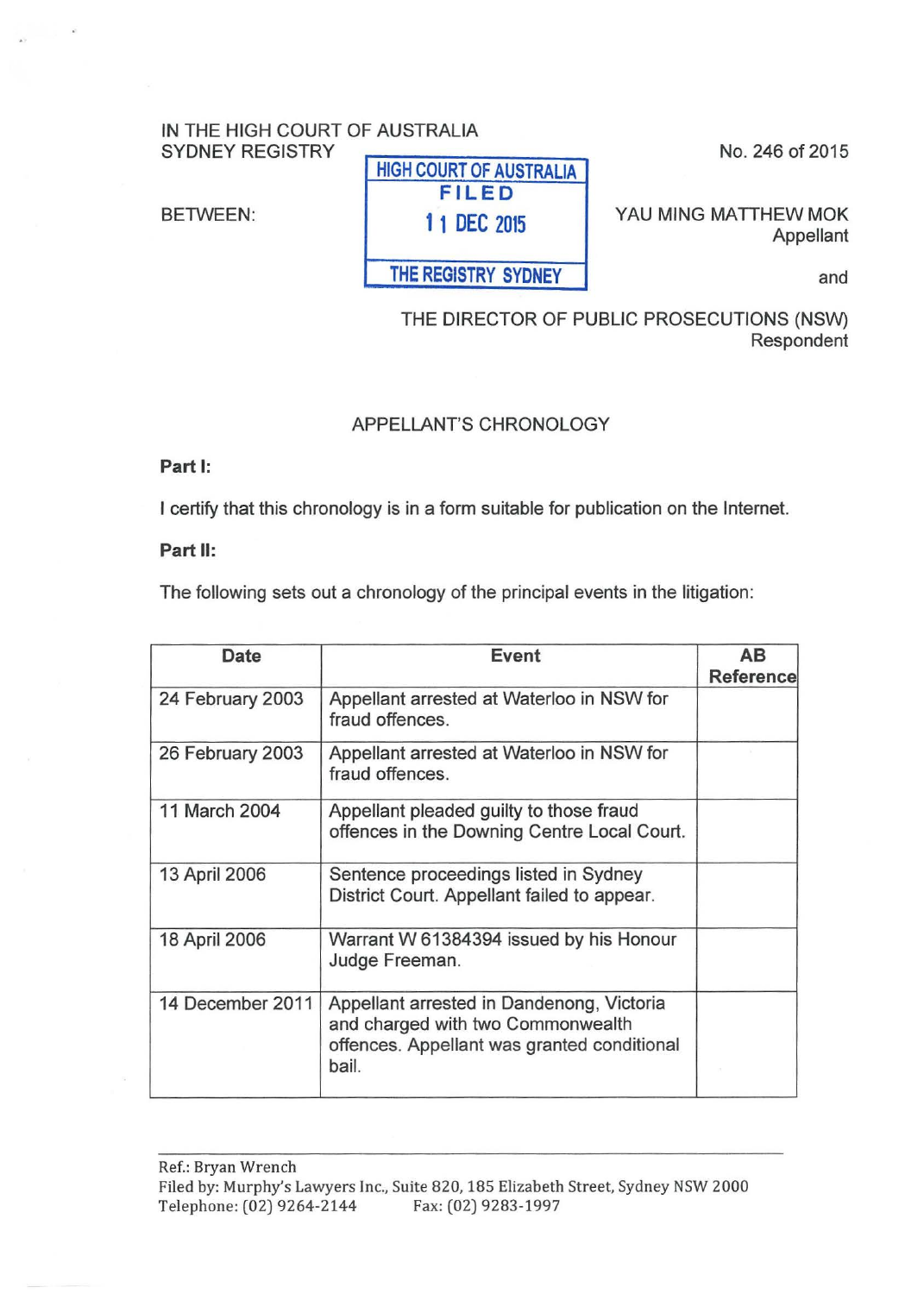IN THE HIGH COURT OF AUSTRALIA
SYDNEY REGISTRY

No. 246 of 2015

HIGH COURT OF AUSTRALIA
FILED
11 DEC 2015
THE REGISTRY SYDNEY

BETWEEN:

YAU MING MATTHEW MOK
Appellant

and

THE DIRECTOR OF PUBLIC PROSECUTIONS (NSW)
Respondent

# APPELLANT'S CHRONOLOGY

**Part I:**

I certify that this chronology is in a form suitable for publication on the Internet.

**Part II:**

The following sets out a chronology of the principal events in the litigation:

| Date | Event | AB Reference |
|---|---|---|
| 24 February 2003 | Appellant arrested at Waterloo in NSW for fraud offences. | |
| 26 February 2003 | Appellant arrested at Waterloo in NSW for fraud offences. | |
| 11 March 2004 | Appellant pleaded guilty to those fraud offences in the Downing Centre Local Court. | |
| 13 April 2006 | Sentence proceedings listed in Sydney District Court. Appellant failed to appear. | |
| 18 April 2006 | Warrant W 61384394 issued by his Honour Judge Freeman. | |
| 14 December 2011 | Appellant arrested in Dandenong, Victoria and charged with two Commonwealth offences. Appellant was granted conditional bail. | |

Ref.: Bryan Wrench
Filed by: Murphy's Lawyers Inc., Suite 820, 185 Elizabeth Street, Sydney NSW 2000
Telephone: (02) 9264-2144 Fax: (02) 9283-1997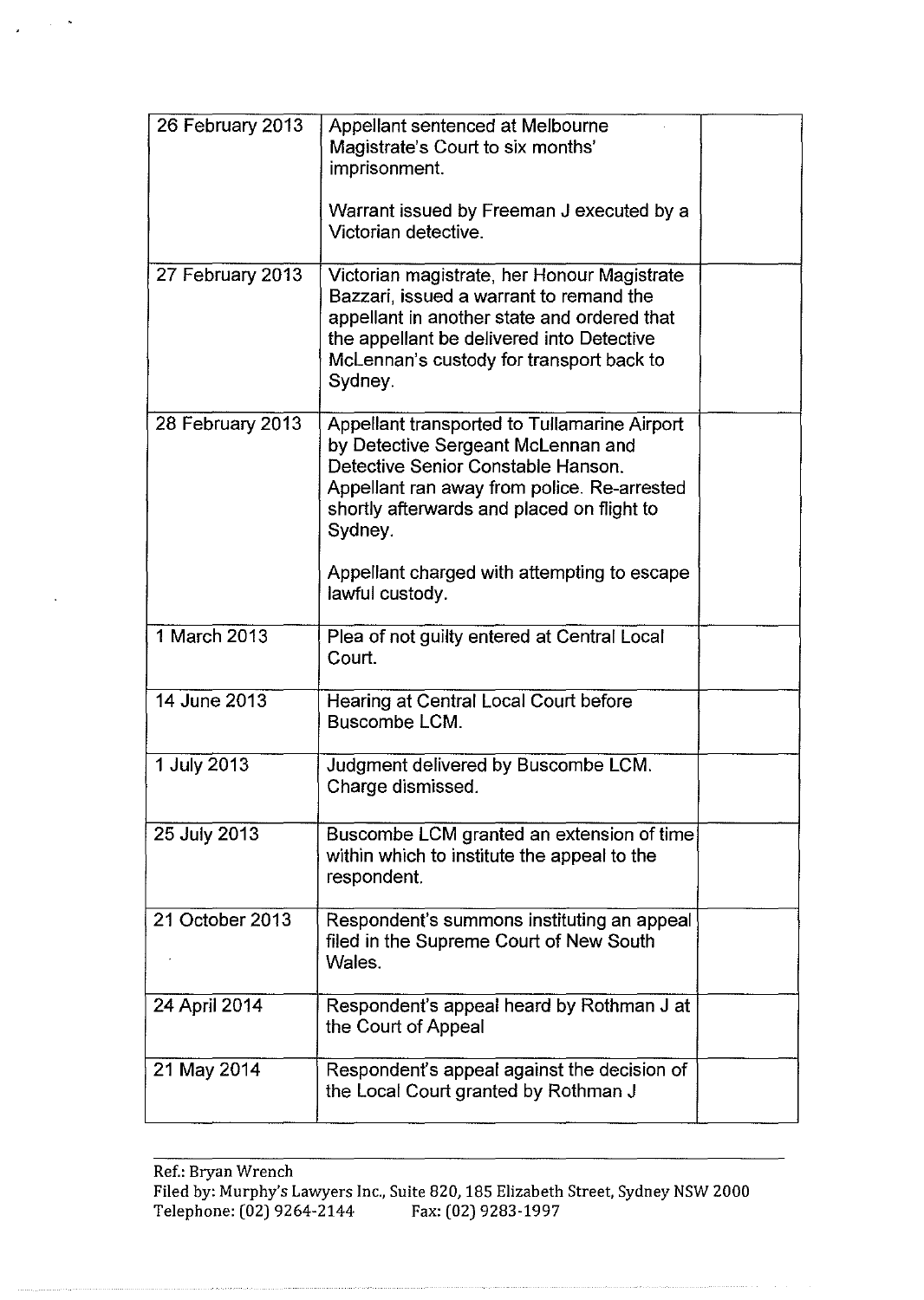| | | |
|---|---|---|
| 26 February 2013 | Appellant sentenced at Melbourne Magistrate's Court to six months' imprisonment.<br><br>Warrant issued by Freeman J executed by a Victorian detective. | |
| 27 February 2013 | Victorian magistrate, her Honour Magistrate Bazzari, issued a warrant to remand the appellant in another state and ordered that the appellant be delivered into Detective McLennan's custody for transport back to Sydney. | |
| 28 February 2013 | Appellant transported to Tullamarine Airport by Detective Sergeant McLennan and Detective Senior Constable Hanson. Appellant ran away from police. Re-arrested shortly afterwards and placed on flight to Sydney.<br><br>Appellant charged with attempting to escape lawful custody. | |
| 1 March 2013 | Plea of not guilty entered at Central Local Court. | |
| 14 June 2013 | Hearing at Central Local Court before Buscombe LCM. | |
| 1 July 2013 | Judgment delivered by Buscombe LCM. Charge dismissed. | |
| 25 July 2013 | Buscombe LCM granted an extension of time within which to institute the appeal to the respondent. | |
| 21 October 2013 | Respondent's summons instituting an appeal filed in the Supreme Court of New South Wales. | |
| 24 April 2014 | Respondent's appeal heard by Rothman J at the Court of Appeal | |
| 21 May 2014 | Respondent's appeal against the decision of the Local Court granted by Rothman J | |

Ref.: Bryan Wrench
Filed by: Murphy's Lawyers Inc., Suite 820, 185 Elizabeth Street, Sydney NSW 2000
Telephone: (02) 9264-2144 Fax: (02) 9283-1997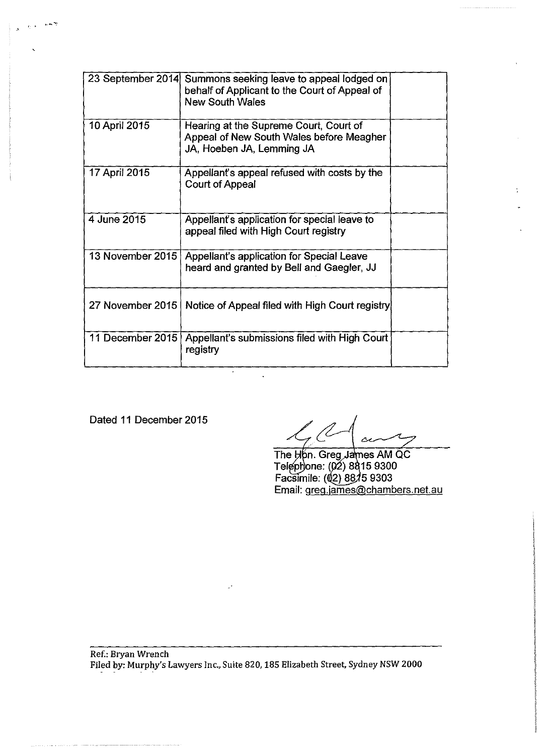| | | |
|---|---|---|
| 23 September 2014 | Summons seeking leave to appeal lodged on behalf of Applicant to the Court of Appeal of New South Wales | |
| 10 April 2015 | Hearing at the Supreme Court, Court of Appeal of New South Wales before Meagher JA, Hoeben JA, Lemming JA | |
| 17 April 2015 | Appellant's appeal refused with costs by the Court of Appeal | |
| 4 June 2015 | Appellant's application for special leave to appeal filed with High Court registry | |
| 13 November 2015 | Appellant's application for Special Leave heard and granted by Bell and Gaegler, JJ | |
| 27 November 2015 | Notice of Appeal filed with High Court registry | |
| 11 December 2015 | Appellant's submissions filed with High Court registry | |

Dated 11 December 2015

The Hon. Greg James AM QC
Telephone: (02) 8815 9300
Facsimile: (02) 8815 9303
Email: greg.james@chambers.net.au

Ref.: Bryan Wrench
Filed by: Murphy's Lawyers Inc., Suite 820, 185 Elizabeth Street, Sydney NSW 2000